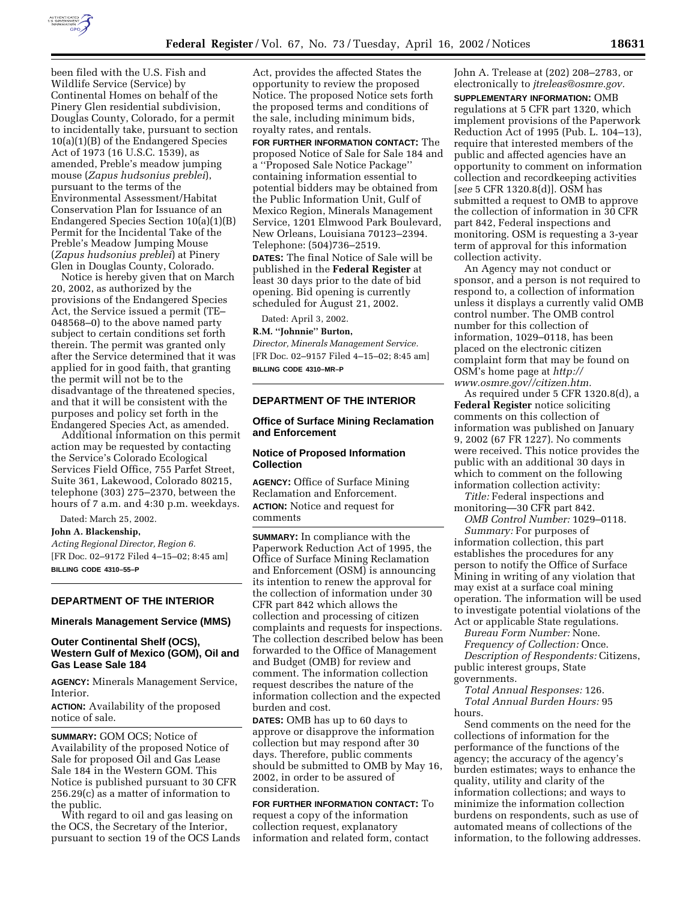been filed with the U.S. Fish and Wildlife Service (Service) by Continental Homes on behalf of the Pinery Glen residential subdivision, Douglas County, Colorado, for a permit to incidentally take, pursuant to section 10(a)(1)(B) of the Endangered Species Act of 1973 (16 U.S.C. 1539), as amended, Preble's meadow jumping mouse (*Zapus hudsonius preblei*), pursuant to the terms of the Environmental Assessment/Habitat Conservation Plan for Issuance of an Endangered Species Section 10(a)(1)(B) Permit for the Incidental Take of the Preble's Meadow Jumping Mouse (*Zapus hudsonius preblei*) at Pinery Glen in Douglas County, Colorado.

Notice is hereby given that on March 20, 2002, as authorized by the provisions of the Endangered Species Act, the Service issued a permit (TE–048568–0) to the above named party subject to certain conditions set forth therein. The permit was granted only after the Service determined that it was applied for in good faith, that granting the permit will not be to the disadvantage of the threatened species, and that it will be consistent with the purposes and policy set forth in the Endangered Species Act, as amended.

Additional information on this permit action may be requested by contacting the Service's Colorado Ecological Services Field Office, 755 Parfet Street, Suite 361, Lakewood, Colorado 80215, telephone (303) 275–2370, between the hours of 7 a.m. and 4:30 p.m. weekdays.

Dated: March 25, 2002.

**John A. Blackenship,**

*Acting Regional Director, Region 6.*

[FR Doc. 02–9172 Filed 4–15–02; 8:45 am]

**BILLING CODE 4310–55–P**

## DEPARTMENT OF THE INTERIOR

### Minerals Management Service (MMS)

### Outer Continental Shelf (OCS), Western Gulf of Mexico (GOM), Oil and Gas Lease Sale 184

**AGENCY:** Minerals Management Service, Interior.

**ACTION:** Availability of the proposed notice of sale.

**SUMMARY:** GOM OCS; Notice of Availability of the proposed Notice of Sale for proposed Oil and Gas Lease Sale 184 in the Western GOM. This Notice is published pursuant to 30 CFR 256.29(c) as a matter of information to the public.

With regard to oil and gas leasing on the OCS, the Secretary of the Interior, pursuant to section 19 of the OCS Lands Act, provides the affected States the opportunity to review the proposed Notice. The proposed Notice sets forth the proposed terms and conditions of the sale, including minimum bids, royalty rates, and rentals.

**FOR FURTHER INFORMATION CONTACT:** The proposed Notice of Sale for Sale 184 and a ''Proposed Sale Notice Package'' containing information essential to potential bidders may be obtained from the Public Information Unit, Gulf of Mexico Region, Minerals Management Service, 1201 Elmwood Park Boulevard, New Orleans, Louisiana 70123–2394. Telephone: (504)736–2519.

**DATES:** The final Notice of Sale will be published in the **Federal Register** at least 30 days prior to the date of bid opening. Bid opening is currently scheduled for August 21, 2002.

Dated: April 3, 2002.

**R.M. ''Johnnie'' Burton,**

*Director, Minerals Management Service.*

[FR Doc. 02–9157 Filed 4–15–02; 8:45 am]

**BILLING CODE 4310–MR–P**

## DEPARTMENT OF THE INTERIOR

### Office of Surface Mining Reclamation and Enforcement

### Notice of Proposed Information Collection

**AGENCY:** Office of Surface Mining Reclamation and Enforcement.

**ACTION:** Notice and request for comments

**SUMMARY:** In compliance with the Paperwork Reduction Act of 1995, the Office of Surface Mining Reclamation and Enforcement (OSM) is announcing its intention to renew the approval for the collection of information under 30 CFR part 842 which allows the collection and processing of citizen complaints and requests for inspections. The collection described below has been forwarded to the Office of Management and Budget (OMB) for review and comment. The information collection request describes the nature of the information collection and the expected burden and cost.

**DATES:** OMB has up to 60 days to approve or disapprove the information collection but may respond after 30 days. Therefore, public comments should be submitted to OMB by May 16, 2002, in order to be assured of consideration.

**FOR FURTHER INFORMATION CONTACT:** To request a copy of the information collection request, explanatory information and related form, contact John A. Trelease at (202) 208–2783, or electronically to *jtreleas@osmre.gov.*

**SUPPLEMENTARY INFORMATION:** OMB regulations at 5 CFR part 1320, which implement provisions of the Paperwork Reduction Act of 1995 (Pub. L. 104–13), require that interested members of the public and affected agencies have an opportunity to comment on information collection and recordkeeping activities [*see* 5 CFR 1320.8(d)]. OSM has submitted a request to OMB to approve the collection of information in 30 CFR part 842, Federal inspections and monitoring. OSM is requesting a 3-year term of approval for this information collection activity.

An Agency may not conduct or sponsor, and a person is not required to respond to, a collection of information unless it displays a currently valid OMB control number. The OMB control number for this collection of information, 1029–0118, has been placed on the electronic citizen complaint form that may be found on OSM's home page at *http://www.osmre.gov//citizen.htm.*

As required under 5 CFR 1320.8(d), a **Federal Register** notice soliciting comments on this collection of information was published on January 9, 2002 (67 FR 1227). No comments were received. This notice provides the public with an additional 30 days in which to comment on the following information collection activity:

*Title:* Federal inspections and monitoring—30 CFR part 842.

*OMB Control Number:* 1029–0118.

*Summary:* For purposes of information collection, this part establishes the procedures for any person to notify the Office of Surface Mining in writing of any violation that may exist at a surface coal mining operation. The information will be used to investigate potential violations of the Act or applicable State regulations.

*Bureau Form Number:* None.

*Frequency of Collection:* Once.

*Description of Respondents:* Citizens, public interest groups, State governments.

*Total Annual Responses:* 126.

*Total Annual Burden Hours:* 95 hours.

Send comments on the need for the collections of information for the performance of the functions of the agency; the accuracy of the agency's burden estimates; ways to enhance the quality, utility and clarity of the information collections; and ways to minimize the information collection burdens on respondents, such as use of automated means of collections of the information, to the following addresses.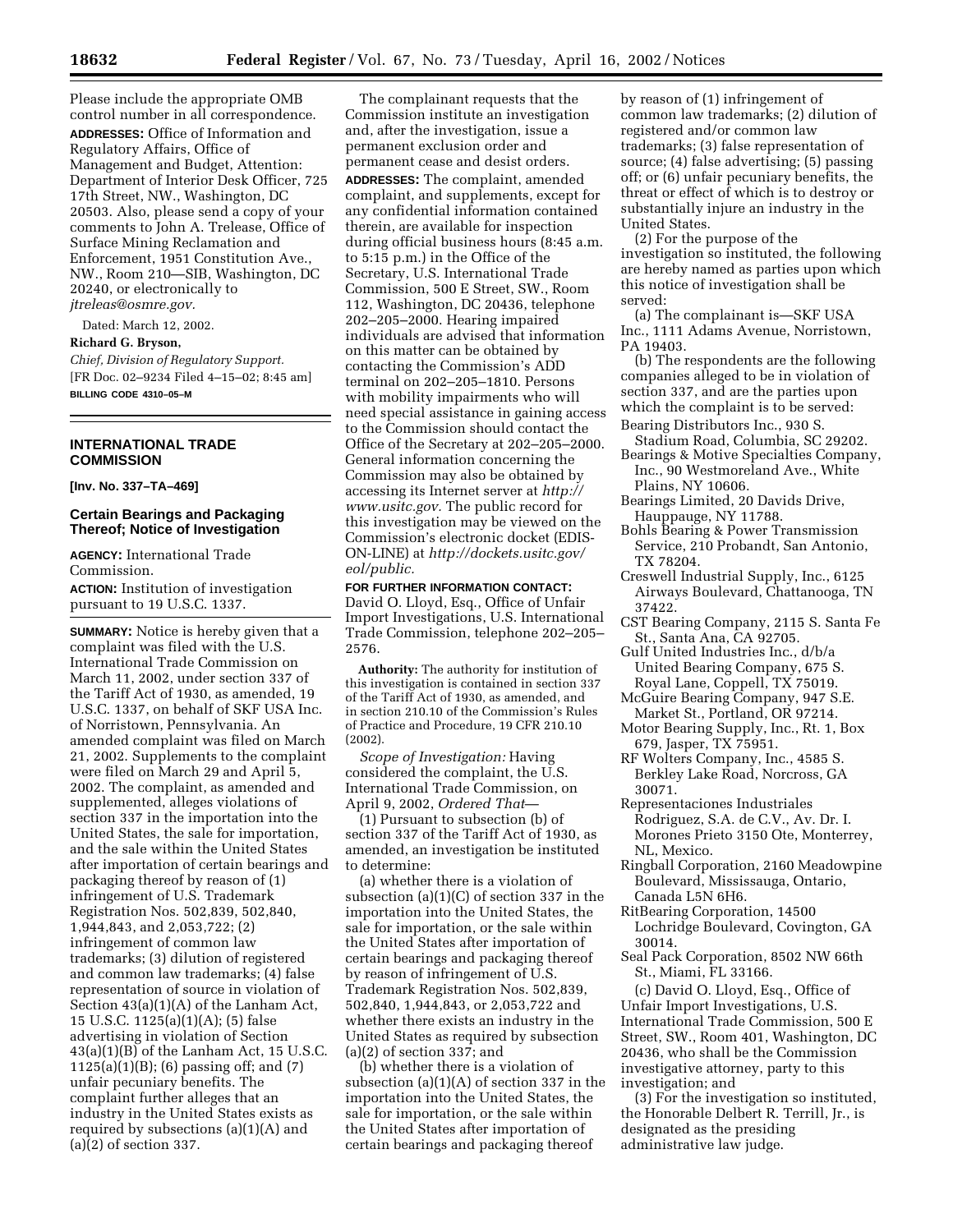Please include the appropriate OMB control number in all correspondence.

**ADDRESSES:** Office of Information and Regulatory Affairs, Office of Management and Budget, Attention: Department of Interior Desk Officer, 725 17th Street, NW., Washington, DC 20503. Also, please send a copy of your comments to John A. Trelease, Office of Surface Mining Reclamation and Enforcement, 1951 Constitution Ave., NW., Room 210—SIB, Washington, DC 20240, or electronically to *jtreleas@osmre.gov.*

Dated: March 12, 2002.

**Richard G. Bryson,**

*Chief, Division of Regulatory Support.*

[FR Doc. 02–9234 Filed 4–15–02; 8:45 am]

**BILLING CODE 4310–05–M**

---

## INTERNATIONAL TRADE COMMISSION

**[Inv. No. 337–TA–469]**

### Certain Bearings and Packaging Thereof; Notice of Investigation

**AGENCY:** International Trade Commission.

**ACTION:** Institution of investigation pursuant to 19 U.S.C. 1337.

**SUMMARY:** Notice is hereby given that a complaint was filed with the U.S. International Trade Commission on March 11, 2002, under section 337 of the Tariff Act of 1930, as amended, 19 U.S.C. 1337, on behalf of SKF USA Inc. of Norristown, Pennsylvania. An amended complaint was filed on March 21, 2002. Supplements to the complaint were filed on March 29 and April 5, 2002. The complaint, as amended and supplemented, alleges violations of section 337 in the importation into the United States, the sale for importation, and the sale within the United States after importation of certain bearings and packaging thereof by reason of (1) infringement of U.S. Trademark Registration Nos. 502,839, 502,840, 1,944,843, and 2,053,722; (2) infringement of common law trademarks; (3) dilution of registered and common law trademarks; (4) false representation of source in violation of Section 43(a)(1)(A) of the Lanham Act, 15 U.S.C. 1125(a)(1)(A); (5) false advertising in violation of Section 43(a)(1)(B) of the Lanham Act, 15 U.S.C. 1125(a)(1)(B); (6) passing off; and (7) unfair pecuniary benefits. The complaint further alleges that an industry in the United States exists as required by subsections (a)(1)(A) and (a)(2) of section 337.

The complainant requests that the Commission institute an investigation and, after the investigation, issue a permanent exclusion order and permanent cease and desist orders.

**ADDRESSES:** The complaint, amended complaint, and supplements, except for any confidential information contained therein, are available for inspection during official business hours (8:45 a.m. to 5:15 p.m.) in the Office of the Secretary, U.S. International Trade Commission, 500 E Street, SW., Room 112, Washington, DC 20436, telephone 202–205–2000. Hearing impaired individuals are advised that information on this matter can be obtained by contacting the Commission's ADD terminal on 202–205–1810. Persons with mobility impairments who will need special assistance in gaining access to the Commission should contact the Office of the Secretary at 202–205–2000. General information concerning the Commission may also be obtained by accessing its Internet server at *http://www.usitc.gov.* The public record for this investigation may be viewed on the Commission's electronic docket (EDIS-ON-LINE) at *http://dockets.usitc.gov/eol/public.*

**FOR FURTHER INFORMATION CONTACT:** David O. Lloyd, Esq., Office of Unfair Import Investigations, U.S. International Trade Commission, telephone 202–205–2576.

**Authority:** The authority for institution of this investigation is contained in section 337 of the Tariff Act of 1930, as amended, and in section 210.10 of the Commission's Rules of Practice and Procedure, 19 CFR 210.10 (2002).

*Scope of Investigation:* Having considered the complaint, the U.S. International Trade Commission, on April 9, 2002, *Ordered That*—

(1) Pursuant to subsection (b) of section 337 of the Tariff Act of 1930, as amended, an investigation be instituted to determine:

(a) whether there is a violation of subsection (a)(1)(C) of section 337 in the importation into the United States, the sale for importation, or the sale within the United States after importation of certain bearings and packaging thereof by reason of infringement of U.S. Trademark Registration Nos. 502,839, 502,840, 1,944,843, or 2,053,722 and whether there exists an industry in the United States as required by subsection (a)(2) of section 337; and

(b) whether there is a violation of subsection (a)(1)(A) of section 337 in the importation into the United States, the sale for importation, or the sale within the United States after importation of certain bearings and packaging thereof by reason of (1) infringement of common law trademarks; (2) dilution of registered and/or common law trademarks; (3) false representation of source; (4) false advertising; (5) passing off; or (6) unfair pecuniary benefits, the threat or effect of which is to destroy or substantially injure an industry in the United States.

(2) For the purpose of the investigation so instituted, the following are hereby named as parties upon which this notice of investigation shall be served:

(a) The complainant is—SKF USA Inc., 1111 Adams Avenue, Norristown, PA 19403.

(b) The respondents are the following companies alleged to be in violation of section 337, and are the parties upon which the complaint is to be served:

Bearing Distributors Inc., 930 S. Stadium Road, Columbia, SC 29202.
Bearings & Motive Specialties Company, Inc., 90 Westmoreland Ave., White Plains, NY 10606.
Bearings Limited, 20 Davids Drive, Hauppauge, NY 11788.
Bohls Bearing & Power Transmission Service, 210 Probandt, San Antonio, TX 78204.
Creswell Industrial Supply, Inc., 6125 Airways Boulevard, Chattanooga, TN 37422.
CST Bearing Company, 2115 S. Santa Fe St., Santa Ana, CA 92705.
Gulf United Industries Inc., d/b/a United Bearing Company, 675 S. Royal Lane, Coppell, TX 75019.
McGuire Bearing Company, 947 S.E. Market St., Portland, OR 97214.
Motor Bearing Supply, Inc., Rt. 1, Box 679, Jasper, TX 75951.
RF Wolters Company, Inc., 4585 S. Berkley Lake Road, Norcross, GA 30071.
Representaciones Industriales Rodriguez, S.A. de C.V., Av. Dr. I. Morones Prieto 3150 Ote, Monterrey, NL, Mexico.
Ringball Corporation, 2160 Meadowpine Boulevard, Mississauga, Ontario, Canada L5N 6H6.
RitBearing Corporation, 14500 Lochridge Boulevard, Covington, GA 30014.
Seal Pack Corporation, 8502 NW 66th St., Miami, FL 33166.

(c) David O. Lloyd, Esq., Office of Unfair Import Investigations, U.S. International Trade Commission, 500 E Street, SW., Room 401, Washington, DC 20436, who shall be the Commission investigative attorney, party to this investigation; and

(3) For the investigation so instituted, the Honorable Delbert R. Terrill, Jr., is designated as the presiding administrative law judge.